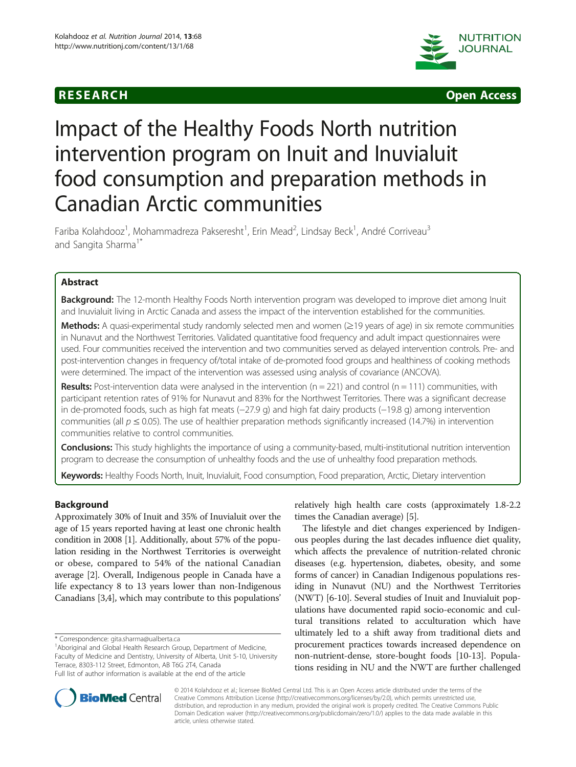# Impact of the Healthy Foods North nutrition intervention program on Inuit and Inuvialuit food consumption and preparation methods in Canadian Arctic communities

Fariba Kolahdooz[1], Mohammadreza Pakseresht[1], Erin Mead[2], Lindsay Beck[1], André Corriveau[3] and Sangita Sharma[1*]

## Abstract

**Background:** The 12-month Healthy Foods North intervention program was developed to improve diet among Inuit and Inuvialuit living in Arctic Canada and assess the impact of the intervention established for the communities.

**Methods:** A quasi-experimental study randomly selected men and women (≥19 years of age) in six remote communities in Nunavut and the Northwest Territories. Validated quantitative food frequency and adult impact questionnaires were used. Four communities received the intervention and two communities served as delayed intervention controls. Pre- and post-intervention changes in frequency of/total intake of de-promoted food groups and healthiness of cooking methods were determined. The impact of the intervention was assessed using analysis of covariance (ANCOVA).

**Results:** Post-intervention data were analysed in the intervention ($n = 221$) and control ($n = 111$) communities, with participant retention rates of 91% for Nunavut and 83% for the Northwest Territories. There was a significant decrease in de-promoted foods, such as high fat meats (−27.9 g) and high fat dairy products (−19.8 g) among intervention communities (all $p \leq 0.05$). The use of healthier preparation methods significantly increased (14.7%) in intervention communities relative to control communities.

**Conclusions:** This study highlights the importance of using a community-based, multi-institutional nutrition intervention program to decrease the consumption of unhealthy foods and the use of unhealthy food preparation methods.

**Keywords:** Healthy Foods North, Inuit, Inuvialuit, Food consumption, Food preparation, Arctic, Dietary intervention

## Background

Approximately 30% of Inuit and 35% of Inuvialuit over the age of 15 years reported having at least one chronic health condition in 2008 [1]. Additionally, about 57% of the population residing in the Northwest Territories is overweight or obese, compared to 54% of the national Canadian average [2]. Overall, Indigenous people in Canada have a life expectancy 8 to 13 years lower than non-Indigenous Canadians [3,4], which may contribute to this populations' relatively high health care costs (approximately 1.8-2.2 times the Canadian average) [5].

The lifestyle and diet changes experienced by Indigenous peoples during the last decades influence diet quality, which affects the prevalence of nutrition-related chronic diseases (e.g. hypertension, diabetes, obesity, and some forms of cancer) in Canadian Indigenous populations residing in Nunavut (NU) and the Northwest Territories (NWT) [6-10]. Several studies of Inuit and Inuvialuit populations have documented rapid socio-economic and cultural transitions related to acculturation which have ultimately led to a shift away from traditional diets and procurement practices towards increased dependence on non-nutrient-dense, store-bought foods [10-13]. Populations residing in NU and the NWT are further challenged

\* Correspondence: gita.sharma@ualberta.ca
[1]Aboriginal and Global Health Research Group, Department of Medicine, Faculty of Medicine and Dentistry, University of Alberta, Unit 5-10, University Terrace, 8303-112 Street, Edmonton, AB T6G 2T4, Canada
Full list of author information is available at the end of the article

© 2014 Kolahdooz et al.; licensee BioMed Central Ltd. This is an Open Access article distributed under the terms of the Creative Commons Attribution License (http://creativecommons.org/licenses/by/2.0), which permits unrestricted use, distribution, and reproduction in any medium, provided the original work is properly credited. The Creative Commons Public Domain Dedication waiver (http://creativecommons.org/publicdomain/zero/1.0/) applies to the data made available in this article, unless otherwise stated.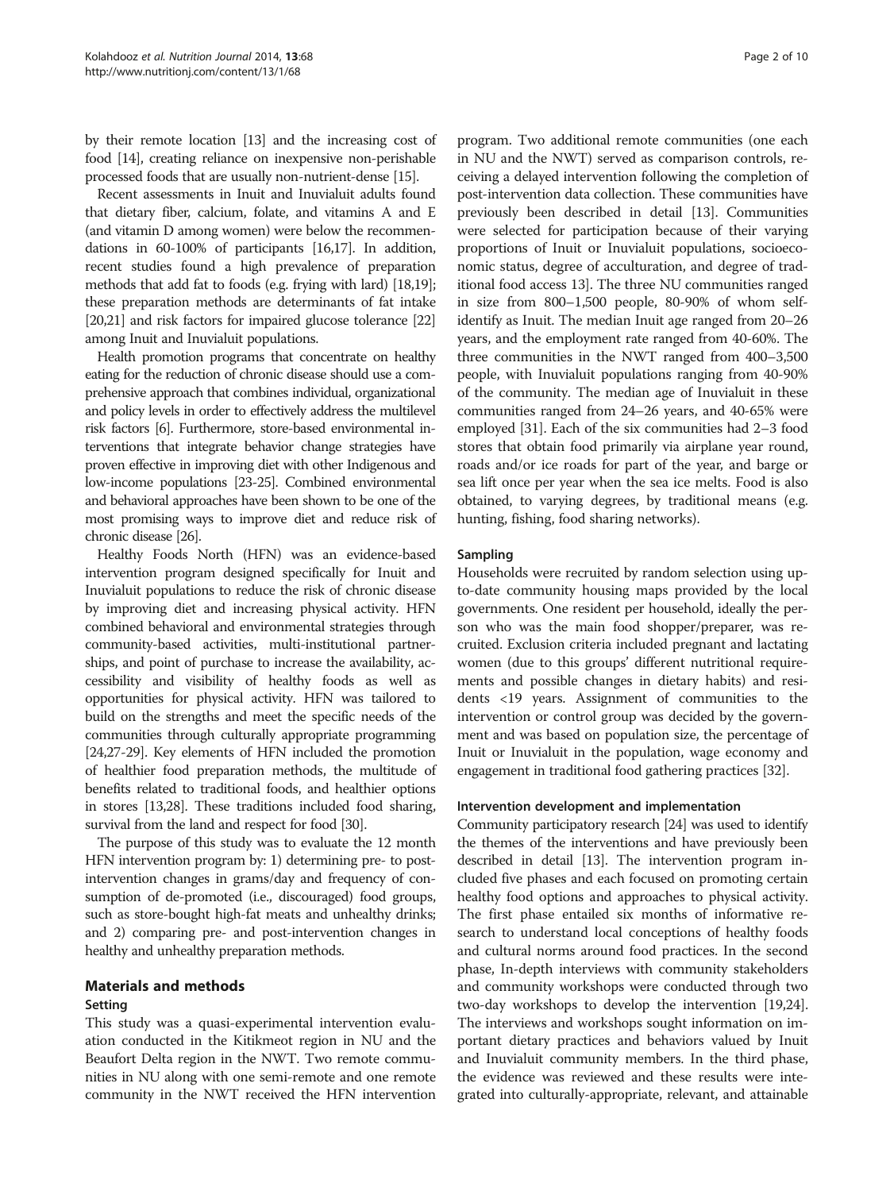by their remote location [13] and the increasing cost of food [14], creating reliance on inexpensive non-perishable processed foods that are usually non-nutrient-dense [15].

Recent assessments in Inuit and Inuvialuit adults found that dietary fiber, calcium, folate, and vitamins A and E (and vitamin D among women) were below the recommendations in 60-100% of participants [16,17]. In addition, recent studies found a high prevalence of preparation methods that add fat to foods (e.g. frying with lard) [18,19]; these preparation methods are determinants of fat intake [20,21] and risk factors for impaired glucose tolerance [22] among Inuit and Inuvialuit populations.

Health promotion programs that concentrate on healthy eating for the reduction of chronic disease should use a comprehensive approach that combines individual, organizational and policy levels in order to effectively address the multilevel risk factors [6]. Furthermore, store-based environmental interventions that integrate behavior change strategies have proven effective in improving diet with other Indigenous and low-income populations [23-25]. Combined environmental and behavioral approaches have been shown to be one of the most promising ways to improve diet and reduce risk of chronic disease [26].

Healthy Foods North (HFN) was an evidence-based intervention program designed specifically for Inuit and Inuvialuit populations to reduce the risk of chronic disease by improving diet and increasing physical activity. HFN combined behavioral and environmental strategies through community-based activities, multi-institutional partnerships, and point of purchase to increase the availability, accessibility and visibility of healthy foods as well as opportunities for physical activity. HFN was tailored to build on the strengths and meet the specific needs of the communities through culturally appropriate programming [24,27-29]. Key elements of HFN included the promotion of healthier food preparation methods, the multitude of benefits related to traditional foods, and healthier options in stores [13,28]. These traditions included food sharing, survival from the land and respect for food [30].

The purpose of this study was to evaluate the 12 month HFN intervention program by: 1) determining pre- to post-intervention changes in grams/day and frequency of consumption of de-promoted (i.e., discouraged) food groups, such as store-bought high-fat meats and unhealthy drinks; and 2) comparing pre- and post-intervention changes in healthy and unhealthy preparation methods.

## Materials and methods

### Setting

This study was a quasi-experimental intervention evaluation conducted in the Kitikmeot region in NU and the Beaufort Delta region in the NWT. Two remote communities in NU along with one semi-remote and one remote community in the NWT received the HFN intervention program. Two additional remote communities (one each in NU and the NWT) served as comparison controls, receiving a delayed intervention following the completion of post-intervention data collection. These communities have previously been described in detail [13]. Communities were selected for participation because of their varying proportions of Inuit or Inuvialuit populations, socioeconomic status, degree of acculturation, and degree of traditional food access 13]. The three NU communities ranged in size from 800–1,500 people, 80-90% of whom self-identify as Inuit. The median Inuit age ranged from 20–26 years, and the employment rate ranged from 40-60%. The three communities in the NWT ranged from 400–3,500 people, with Inuvialuit populations ranging from 40-90% of the community. The median age of Inuvialuit in these communities ranged from 24–26 years, and 40-65% were employed [31]. Each of the six communities had 2–3 food stores that obtain food primarily via airplane year round, roads and/or ice roads for part of the year, and barge or sea lift once per year when the sea ice melts. Food is also obtained, to varying degrees, by traditional means (e.g. hunting, fishing, food sharing networks).

### Sampling

Households were recruited by random selection using up-to-date community housing maps provided by the local governments. One resident per household, ideally the person who was the main food shopper/preparer, was recruited. Exclusion criteria included pregnant and lactating women (due to this groups' different nutritional requirements and possible changes in dietary habits) and residents <19 years. Assignment of communities to the intervention or control group was decided by the government and was based on population size, the percentage of Inuit or Inuvialuit in the population, wage economy and engagement in traditional food gathering practices [32].

### Intervention development and implementation

Community participatory research [24] was used to identify the themes of the interventions and have previously been described in detail [13]. The intervention program included five phases and each focused on promoting certain healthy food options and approaches to physical activity. The first phase entailed six months of informative research to understand local conceptions of healthy foods and cultural norms around food practices. In the second phase, In-depth interviews with community stakeholders and community workshops were conducted through two two-day workshops to develop the intervention [19,24]. The interviews and workshops sought information on important dietary practices and behaviors valued by Inuit and Inuvialuit community members. In the third phase, the evidence was reviewed and these results were integrated into culturally-appropriate, relevant, and attainable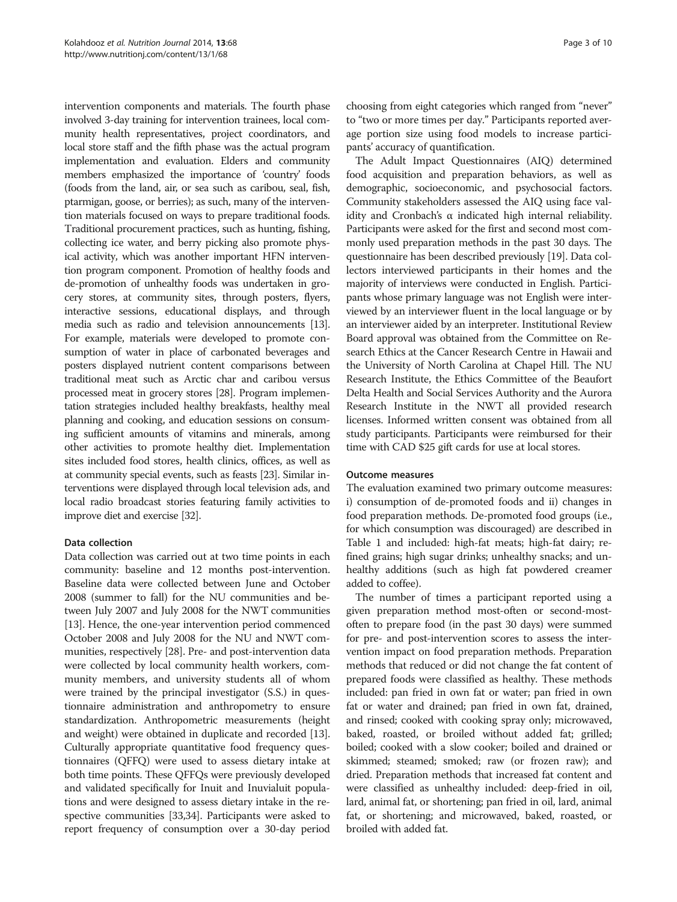intervention components and materials. The fourth phase involved 3-day training for intervention trainees, local community health representatives, project coordinators, and local store staff and the fifth phase was the actual program implementation and evaluation. Elders and community members emphasized the importance of 'country' foods (foods from the land, air, or sea such as caribou, seal, fish, ptarmigan, goose, or berries); as such, many of the intervention materials focused on ways to prepare traditional foods. Traditional procurement practices, such as hunting, fishing, collecting ice water, and berry picking also promote physical activity, which was another important HFN intervention program component. Promotion of healthy foods and de-promotion of unhealthy foods was undertaken in grocery stores, at community sites, through posters, flyers, interactive sessions, educational displays, and through media such as radio and television announcements [13]. For example, materials were developed to promote consumption of water in place of carbonated beverages and posters displayed nutrient content comparisons between traditional meat such as Arctic char and caribou versus processed meat in grocery stores [28]. Program implementation strategies included healthy breakfasts, healthy meal planning and cooking, and education sessions on consuming sufficient amounts of vitamins and minerals, among other activities to promote healthy diet. Implementation sites included food stores, health clinics, offices, as well as at community special events, such as feasts [23]. Similar interventions were displayed through local television ads, and local radio broadcast stories featuring family activities to improve diet and exercise [32].

### Data collection

Data collection was carried out at two time points in each community: baseline and 12 months post-intervention. Baseline data were collected between June and October 2008 (summer to fall) for the NU communities and between July 2007 and July 2008 for the NWT communities [13]. Hence, the one-year intervention period commenced October 2008 and July 2008 for the NU and NWT communities, respectively [28]. Pre- and post-intervention data were collected by local community health workers, community members, and university students all of whom were trained by the principal investigator (S.S.) in questionnaire administration and anthropometry to ensure standardization. Anthropometric measurements (height and weight) were obtained in duplicate and recorded [13]. Culturally appropriate quantitative food frequency questionnaires (QFFQ) were used to assess dietary intake at both time points. These QFFQs were previously developed and validated specifically for Inuit and Inuvialuit populations and were designed to assess dietary intake in the respective communities [33,34]. Participants were asked to report frequency of consumption over a 30-day period choosing from eight categories which ranged from "never" to "two or more times per day." Participants reported average portion size using food models to increase participants' accuracy of quantification.

The Adult Impact Questionnaires (AIQ) determined food acquisition and preparation behaviors, as well as demographic, socioeconomic, and psychosocial factors. Community stakeholders assessed the AIQ using face validity and Cronbach's α indicated high internal reliability. Participants were asked for the first and second most commonly used preparation methods in the past 30 days. The questionnaire has been described previously [19]. Data collectors interviewed participants in their homes and the majority of interviews were conducted in English. Participants whose primary language was not English were interviewed by an interviewer fluent in the local language or by an interviewer aided by an interpreter. Institutional Review Board approval was obtained from the Committee on Research Ethics at the Cancer Research Centre in Hawaii and the University of North Carolina at Chapel Hill. The NU Research Institute, the Ethics Committee of the Beaufort Delta Health and Social Services Authority and the Aurora Research Institute in the NWT all provided research licenses. Informed written consent was obtained from all study participants. Participants were reimbursed for their time with CAD $25 gift cards for use at local stores.

### Outcome measures

The evaluation examined two primary outcome measures: i) consumption of de-promoted foods and ii) changes in food preparation methods. De-promoted food groups (i.e., for which consumption was discouraged) are described in Table 1 and included: high-fat meats; high-fat dairy; refined grains; high sugar drinks; unhealthy snacks; and unhealthy additions (such as high fat powdered creamer added to coffee).

The number of times a participant reported using a given preparation method most-often or second-most-often to prepare food (in the past 30 days) were summed for pre- and post-intervention scores to assess the intervention impact on food preparation methods. Preparation methods that reduced or did not change the fat content of prepared foods were classified as healthy. These methods included: pan fried in own fat or water; pan fried in own fat or water and drained; pan fried in own fat, drained, and rinsed; cooked with cooking spray only; microwaved, baked, roasted, or broiled without added fat; grilled; boiled; cooked with a slow cooker; boiled and drained or skimmed; steamed; smoked; raw (or frozen raw); and dried. Preparation methods that increased fat content and were classified as unhealthy included: deep-fried in oil, lard, animal fat, or shortening; pan fried in oil, lard, animal fat, or shortening; and microwaved, baked, roasted, or broiled with added fat.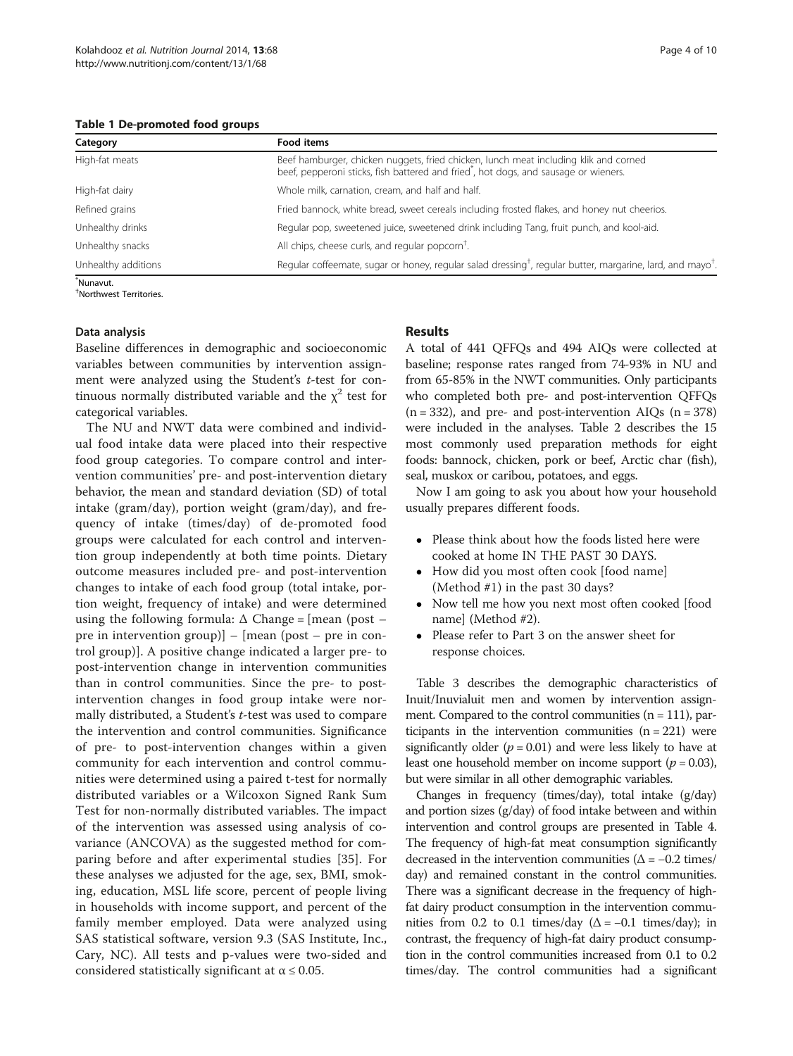**Table 1 De-promoted food groups**

| Category | Food items |
|---|---|
| High-fat meats | Beef hamburger, chicken nuggets, fried chicken, lunch meat including klik and corned beef, pepperoni sticks, fish battered and fried*, hot dogs, and sausage or wieners. |
| High-fat dairy | Whole milk, carnation, cream, and half and half. |
| Refined grains | Fried bannock, white bread, sweet cereals including frosted flakes, and honey nut cheerios. |
| Unhealthy drinks | Regular pop, sweetened juice, sweetened drink including Tang, fruit punch, and kool-aid. |
| Unhealthy snacks | All chips, cheese curls, and regular popcorn†. |
| Unhealthy additions | Regular coffeemate, sugar or honey, regular salad dressing†, regular butter, margarine, lard, and mayo†. |

*Nunavut.
†Northwest Territories.

### Data analysis

Baseline differences in demographic and socioeconomic variables between communities by intervention assignment were analyzed using the Student's *t*-test for continuous normally distributed variable and the $\chi^2$ test for categorical variables.

The NU and NWT data were combined and individual food intake data were placed into their respective food group categories. To compare control and intervention communities' pre- and post-intervention dietary behavior, the mean and standard deviation (SD) of total intake (gram/day), portion weight (gram/day), and frequency of intake (times/day) of de-promoted food groups were calculated for each control and intervention group independently at both time points. Dietary outcome measures included pre- and post-intervention changes to intake of each food group (total intake, portion weight, frequency of intake) and were determined using the following formula: $\Delta$ Change = [mean (post – pre in intervention group)] – [mean (post – pre in control group)]. A positive change indicated a larger pre- to post-intervention change in intervention communities than in control communities. Since the pre- to post-intervention changes in food group intake were normally distributed, a Student's *t*-test was used to compare the intervention and control communities. Significance of pre- to post-intervention changes within a given community for each intervention and control communities were determined using a paired t-test for normally distributed variables or a Wilcoxon Signed Rank Sum Test for non-normally distributed variables. The impact of the intervention was assessed using analysis of covariance (ANCOVA) as the suggested method for comparing before and after experimental studies [35]. For these analyses we adjusted for the age, sex, BMI, smoking, education, MSL life score, percent of people living in households with income support, and percent of the family member employed. Data were analyzed using SAS statistical software, version 9.3 (SAS Institute, Inc., Cary, NC). All tests and p-values were two-sided and considered statistically significant at $\alpha \le 0.05$.

## Results

A total of 441 QFFQs and 494 AIQs were collected at baseline; response rates ranged from 74-93% in NU and from 65-85% in the NWT communities. Only participants who completed both pre- and post-intervention QFFQs (n = 332), and pre- and post-intervention AIQs (n = 378) were included in the analyses. Table 2 describes the 15 most commonly used preparation methods for eight foods: bannock, chicken, pork or beef, Arctic char (fish), seal, muskox or caribou, potatoes, and eggs.

Now I am going to ask you about how your household usually prepares different foods.

- Please think about how the foods listed here were cooked at home IN THE PAST 30 DAYS.
- How did you most often cook [food name] (Method #1) in the past 30 days?
- Now tell me how you next most often cooked [food name] (Method #2).
- Please refer to Part 3 on the answer sheet for response choices.

Table 3 describes the demographic characteristics of Inuit/Inuvialuit men and women by intervention assignment. Compared to the control communities (n = 111), participants in the intervention communities (n = 221) were significantly older ($p = 0.01$) and were less likely to have at least one household member on income support ($p = 0.03$), but were similar in all other demographic variables.

Changes in frequency (times/day), total intake (g/day) and portion sizes (g/day) of food intake between and within intervention and control groups are presented in Table 4. The frequency of high-fat meat consumption significantly decreased in the intervention communities ($\Delta = -0.2$ times/day) and remained constant in the control communities. There was a significant decrease in the frequency of high-fat dairy product consumption in the intervention communities from 0.2 to 0.1 times/day ($\Delta = -0.1$ times/day); in contrast, the frequency of high-fat dairy product consumption in the control communities increased from 0.1 to 0.2 times/day. The control communities had a significant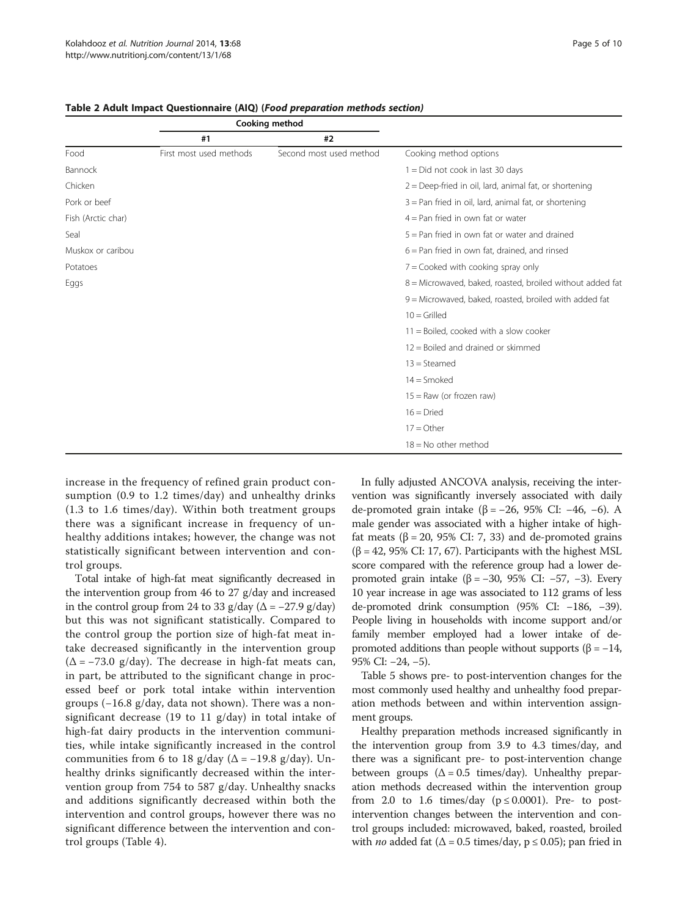**Table 2 Adult Impact Questionnaire (AIQ) (*Food preparation methods section*)**

| | Cooking method | | |
|---|---|---|---|
| | #1 | #2 | |
| Food | First most used methods | Second most used method | Cooking method options |
| Bannock | | | 1 = Did not cook in last 30 days |
| Chicken | | | 2 = Deep-fried in oil, lard, animal fat, or shortening |
| Pork or beef | | | 3 = Pan fried in oil, lard, animal fat, or shortening |
| Fish (Arctic char) | | | 4 = Pan fried in own fat or water |
| Seal | | | 5 = Pan fried in own fat or water and drained |
| Muskox or caribou | | | 6 = Pan fried in own fat, drained, and rinsed |
| Potatoes | | | 7 = Cooked with cooking spray only |
| Eggs | | | 8 = Microwaved, baked, roasted, broiled without added fat |
| | | | 9 = Microwaved, baked, roasted, broiled with added fat |
| | | | 10 = Grilled |
| | | | 11 = Boiled, cooked with a slow cooker |
| | | | 12 = Boiled and drained or skimmed |
| | | | 13 = Steamed |
| | | | 14 = Smoked |
| | | | 15 = Raw (or frozen raw) |
| | | | 16 = Dried |
| | | | 17 = Other |
| | | | 18 = No other method |

increase in the frequency of refined grain product consumption (0.9 to 1.2 times/day) and unhealthy drinks (1.3 to 1.6 times/day). Within both treatment groups there was a significant increase in frequency of unhealthy additions intakes; however, the change was not statistically significant between intervention and control groups.

Total intake of high-fat meat significantly decreased in the intervention group from 46 to 27 g/day and increased in the control group from 24 to 33 g/day ($\Delta = -27.9$ g/day) but this was not significant statistically. Compared to the control group the portion size of high-fat meat intake decreased significantly in the intervention group ($\Delta = -73.0$ g/day). The decrease in high-fat meats can, in part, be attributed to the significant change in processed beef or pork total intake within intervention groups (−16.8 g/day, data not shown). There was a non-significant decrease (19 to 11 g/day) in total intake of high-fat dairy products in the intervention communities, while intake significantly increased in the control communities from 6 to 18 g/day ($\Delta = -19.8$ g/day). Unhealthy drinks significantly decreased within the intervention group from 754 to 587 g/day. Unhealthy snacks and additions significantly decreased within both the intervention and control groups, however there was no significant difference between the intervention and control groups (Table 4).

In fully adjusted ANCOVA analysis, receiving the intervention was significantly inversely associated with daily de-promoted grain intake ($\beta = -26$, 95% CI: −46, −6). A male gender was associated with a higher intake of high-fat meats ($\beta = 20$, 95% CI: 7, 33) and de-promoted grains ($\beta = 42$, 95% CI: 17, 67). Participants with the highest MSL score compared with the reference group had a lower de-promoted grain intake ($\beta = -30$, 95% CI: −57, −3). Every 10 year increase in age was associated to 112 grams of less de-promoted drink consumption (95% CI: −186, −39). People living in households with income support and/or family member employed had a lower intake of de-promoted additions than people without supports ($\beta = -14$, 95% CI: −24, −5).

Table 5 shows pre- to post-intervention changes for the most commonly used healthy and unhealthy food preparation methods between and within intervention assignment groups.

Healthy preparation methods increased significantly in the intervention group from 3.9 to 4.3 times/day, and there was a significant pre- to post-intervention change between groups ($\Delta = 0.5$ times/day). Unhealthy preparation methods decreased within the intervention group from 2.0 to 1.6 times/day ($p \leq 0.0001$). Pre- to post-intervention changes between the intervention and control groups included: microwaved, baked, roasted, broiled with *no* added fat ($\Delta = 0.5$ times/day, $p \leq 0.05$); pan fried in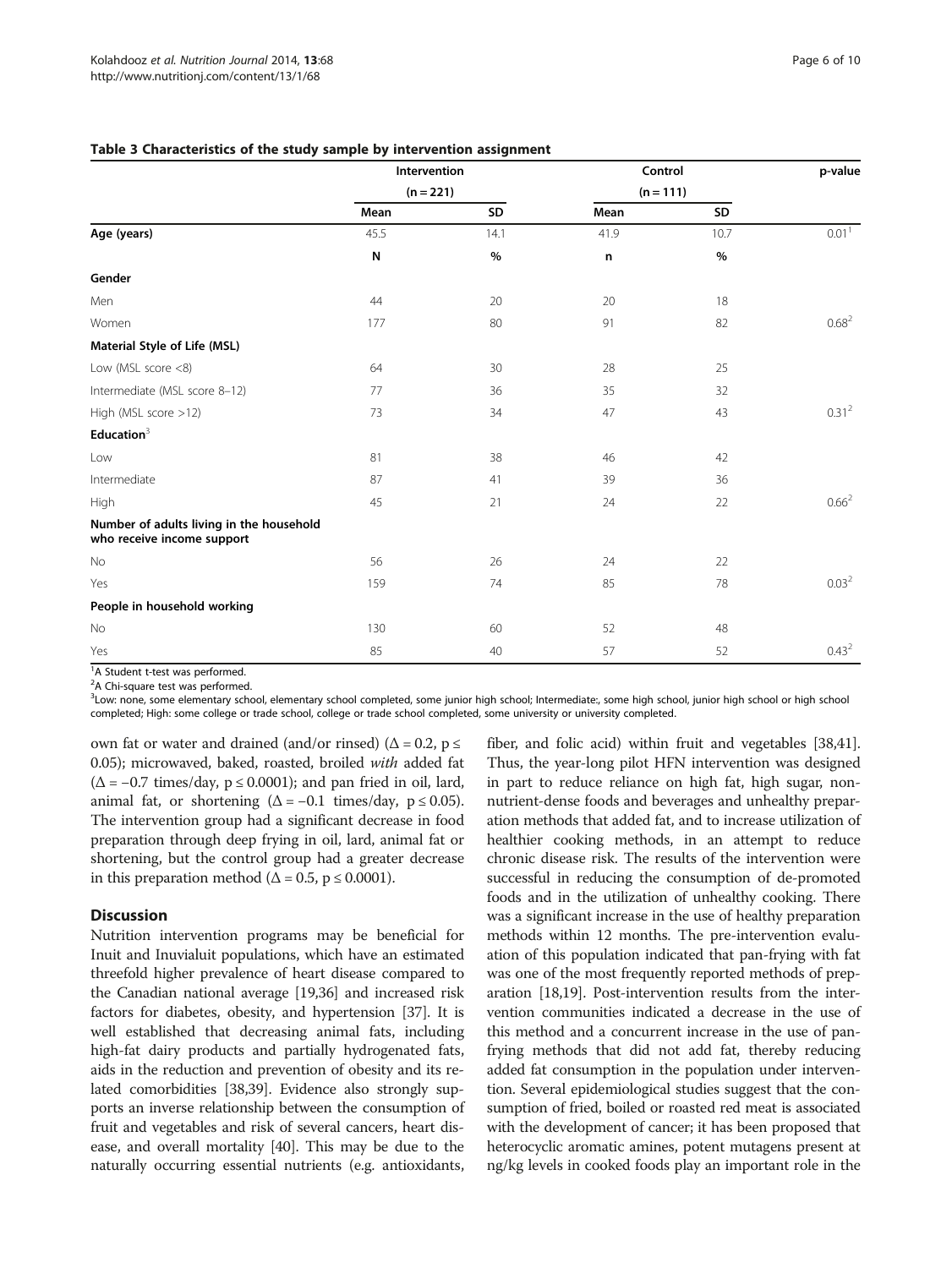**Table 3 Characteristics of the study sample by intervention assignment**

| | Intervention | | Control | | p-value |
|---|---|---|---|---|---|
| | (n = 221) | | (n = 111) | | |
| | Mean | SD | Mean | SD | |
| **Age (years)** | 45.5 | 14.1 | 41.9 | 10.7 | 0.01[1] |
| | N | % | n | % | |
| **Gender** | | | | | |
| Men | 44 | 20 | 20 | 18 | |
| Women | 177 | 80 | 91 | 82 | 0.68[2] |
| **Material Style of Life (MSL)** | | | | | |
| Low (MSL score <8) | 64 | 30 | 28 | 25 | |
| Intermediate (MSL score 8–12) | 77 | 36 | 35 | 32 | |
| High (MSL score >12) | 73 | 34 | 47 | 43 | 0.31[2] |
| **Education**[3] | | | | | |
| Low | 81 | 38 | 46 | 42 | |
| Intermediate | 87 | 41 | 39 | 36 | |
| High | 45 | 21 | 24 | 22 | 0.66[2] |
| **Number of adults living in the household who receive income support** | | | | | |
| No | 56 | 26 | 24 | 22 | |
| Yes | 159 | 74 | 85 | 78 | 0.03[2] |
| **People in household working** | | | | | |
| No | 130 | 60 | 52 | 48 | |
| Yes | 85 | 40 | 57 | 52 | 0.43[2] |

[1]A Student t-test was performed.
[2]A Chi-square test was performed.
[3]Low: none, some elementary school, elementary school completed, some junior high school; Intermediate:, some high school, junior high school or high school completed; High: some college or trade school, college or trade school completed, some university or university completed.

own fat or water and drained (and/or rinsed) ($\Delta = 0.2$, $p \leq 0.05$); microwaved, baked, roasted, broiled *with* added fat ($\Delta = -0.7$ times/day, $p \leq 0.0001$); and pan fried in oil, lard, animal fat, or shortening ($\Delta = -0.1$ times/day, $p \leq 0.05$). The intervention group had a significant decrease in food preparation through deep frying in oil, lard, animal fat or shortening, but the control group had a greater decrease in this preparation method ($\Delta = 0.5$, $p \leq 0.0001$).

## Discussion

Nutrition intervention programs may be beneficial for Inuit and Inuvialuit populations, which have an estimated threefold higher prevalence of heart disease compared to the Canadian national average [19,36] and increased risk factors for diabetes, obesity, and hypertension [37]. It is well established that decreasing animal fats, including high-fat dairy products and partially hydrogenated fats, aids in the reduction and prevention of obesity and its related comorbidities [38,39]. Evidence also strongly supports an inverse relationship between the consumption of fruit and vegetables and risk of several cancers, heart disease, and overall mortality [40]. This may be due to the naturally occurring essential nutrients (e.g. antioxidants, fiber, and folic acid) within fruit and vegetables [38,41]. Thus, the year-long pilot HFN intervention was designed in part to reduce reliance on high fat, high sugar, non-nutrient-dense foods and beverages and unhealthy preparation methods that added fat, and to increase utilization of healthier cooking methods, in an attempt to reduce chronic disease risk. The results of the intervention were successful in reducing the consumption of de-promoted foods and in the utilization of unhealthy cooking. There was a significant increase in the use of healthy preparation methods within 12 months. The pre-intervention evaluation of this population indicated that pan-frying with fat was one of the most frequently reported methods of preparation [18,19]. Post-intervention results from the intervention communities indicated a decrease in the use of this method and a concurrent increase in the use of pan-frying methods that did not add fat, thereby reducing added fat consumption in the population under intervention. Several epidemiological studies suggest that the consumption of fried, boiled or roasted red meat is associated with the development of cancer; it has been proposed that heterocyclic aromatic amines, potent mutagens present at ng/kg levels in cooked foods play an important role in the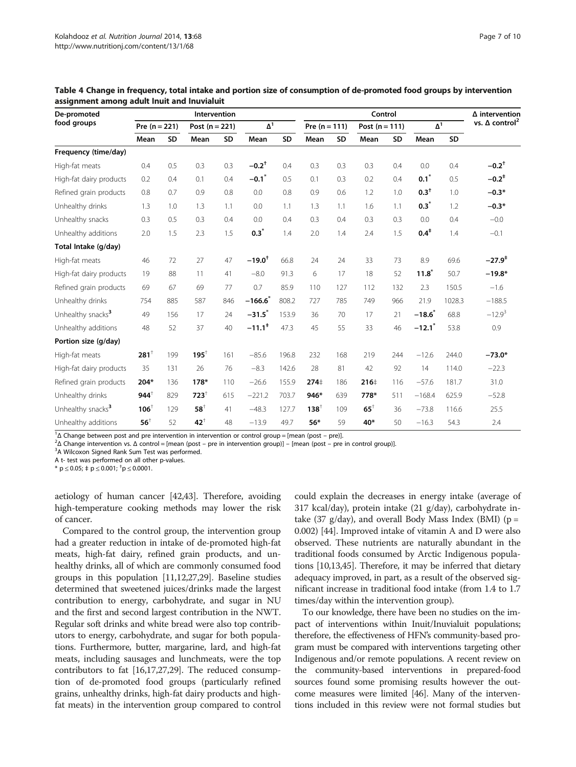**Table 4 Change in frequency, total intake and portion size of consumption of de-promoted food groups by intervention assignment among adult Inuit and Inuvialuit**

| De-promoted food groups | Intervention | | | | | | Control | | | | | | Δ intervention vs. Δ control[2] |
|---|---|---|---|---|---|---|---|---|---|---|---|---|---|
| | Pre (n = 221) | | Post (n = 221) | | Δ[1] | | Pre (n = 111) | | Post (n = 111) | | Δ[1] | | |
| | Mean | SD | Mean | SD | Mean | SD | Mean | SD | Mean | SD | Mean | SD | |
| **Frequency (time/day)** | | | | | | | | | | | | | |
| High-fat meats | 0.4 | 0.5 | 0.3 | 0.3 | **−0.2**† | 0.4 | 0.3 | 0.3 | 0.3 | 0.4 | 0.0 | 0.4 | **−0.2**† |
| High-fat dairy products | 0.2 | 0.4 | 0.1 | 0.4 | **−0.1*** | 0.5 | 0.1 | 0.3 | 0.2 | 0.4 | **0.1*** | 0.5 | **−0.2**‡ |
| Refined grain products | 0.8 | 0.7 | 0.9 | 0.8 | 0.0 | 0.8 | 0.9 | 0.6 | 1.2 | 1.0 | **0.3**† | 1.0 | **−0.3*** |
| Unhealthy drinks | 1.3 | 1.0 | 1.3 | 1.1 | 0.0 | 1.1 | 1.3 | 1.1 | 1.6 | 1.1 | **0.3*** | 1.2 | **−0.3*** |
| Unhealthy snacks | 0.3 | 0.5 | 0.3 | 0.4 | 0.0 | 0.4 | 0.3 | 0.4 | 0.3 | 0.3 | 0.0 | 0.4 | −0.0 |
| Unhealthy additions | 2.0 | 1.5 | 2.3 | 1.5 | **0.3*** | 1.4 | 2.0 | 1.4 | 2.4 | 1.5 | **0.4**‡ | 1.4 | −0.1 |
| **Total Intake (g/day)** | | | | | | | | | | | | | |
| High-fat meats | 46 | 72 | 27 | 47 | **−19.0**† | 66.8 | 24 | 24 | 33 | 73 | 8.9 | 69.6 | **−27.9**‡ |
| High-fat dairy products | 19 | 88 | 11 | 41 | −8.0 | 91.3 | 6 | 17 | 18 | 52 | **11.8*** | 50.7 | **−19.8*** |
| Refined grain products | 69 | 67 | 69 | 77 | 0.7 | 85.9 | 110 | 127 | 112 | 132 | 2.3 | 150.5 | −1.6 |
| Unhealthy drinks | 754 | 885 | 587 | 846 | **−166.6*** | 808.2 | 727 | 785 | 749 | 966 | 21.9 | 1028.3 | −188.5 |
| Unhealthy snacks[3] | 49 | 156 | 17 | 24 | **−31.5*** | 153.9 | 36 | 70 | 17 | 21 | **−18.6*** | 68.8 | −12.9[3] |
| Unhealthy additions | 48 | 52 | 37 | 40 | **−11.1**‡ | 47.3 | 45 | 55 | 33 | 46 | **−12.1*** | 53.8 | 0.9 |
| **Portion size (g/day)** | | | | | | | | | | | | | |
| High-fat meats | **281**† | 199 | **195**† | 161 | −85.6 | 196.8 | 232 | 168 | 219 | 244 | −12.6 | 244.0 | **−73.0*** |
| High-fat dairy products | 35 | 131 | 26 | 76 | −8.3 | 142.6 | 28 | 81 | 42 | 92 | 14 | 114.0 | −22.3 |
| Refined grain products | **204*** | 136 | **178*** | 110 | −26.6 | 155.9 | **274**‡ | 186 | **216**‡ | 116 | −57.6 | 181.7 | 31.0 |
| Unhealthy drinks | **944**† | 829 | **723**† | 615 | −221.2 | 703.7 | **946*** | 639 | **778*** | 511 | −168.4 | 625.9 | −52.8 |
| Unhealthy snacks[3] | **106**† | 129 | **58**† | 41 | −48.3 | 127.7 | **138**† | 109 | **65**† | 36 | −73.8 | 116.6 | 25.5 |
| Unhealthy additions | **56**† | 52 | **42**† | 48 | −13.9 | 49.7 | **56*** | 59 | **40*** | 50 | −16.3 | 54.3 | 2.4 |

[1]Δ Change between post and pre intervention in intervention or control group = [mean (post – pre)].
[2]Δ Change intervention vs. Δ control = [mean (post – pre in intervention group)] – [mean (post – pre in control group)].
[3]A Wilcoxon Signed Rank Sum Test was performed.
A t- test was performed on all other p-values.
* $p \leq 0.05$; ‡ $p \leq 0.001$; † $p \leq 0.0001$.

aetiology of human cancer [42,43]. Therefore, avoiding high-temperature cooking methods may lower the risk of cancer.

Compared to the control group, the intervention group had a greater reduction in intake of de-promoted high-fat meats, high-fat dairy, refined grain products, and unhealthy drinks, all of which are commonly consumed food groups in this population [11,12,27,29]. Baseline studies determined that sweetened juices/drinks made the largest contribution to energy, carbohydrate, and sugar in NU and the first and second largest contribution in the NWT. Regular soft drinks and white bread were also top contributors to energy, carbohydrate, and sugar for both populations. Furthermore, butter, margarine, lard, and high-fat meats, including sausages and lunchmeats, were the top contributors to fat [16,17,27,29]. The reduced consumption of de-promoted food groups (particularly refined grains, unhealthy drinks, high-fat dairy products and high-fat meats) in the intervention group compared to control could explain the decreases in energy intake (average of 317 kcal/day), protein intake (21 g/day), carbohydrate intake (37 g/day), and overall Body Mass Index (BMI) ($p = 0.002$) [44]. Improved intake of vitamin A and D were also observed. These nutrients are naturally abundant in the traditional foods consumed by Arctic Indigenous populations [10,13,45]. Therefore, it may be inferred that dietary adequacy improved, in part, as a result of the observed significant increase in traditional food intake (from 1.4 to 1.7 times/day within the intervention group).

To our knowledge, there have been no studies on the impact of interventions within Inuit/Inuvialuit populations; therefore, the effectiveness of HFN's community-based program must be compared with interventions targeting other Indigenous and/or remote populations. A recent review on the community-based interventions in prepared-food sources found some promising results however the outcome measures were limited [46]. Many of the interventions included in this review were not formal studies but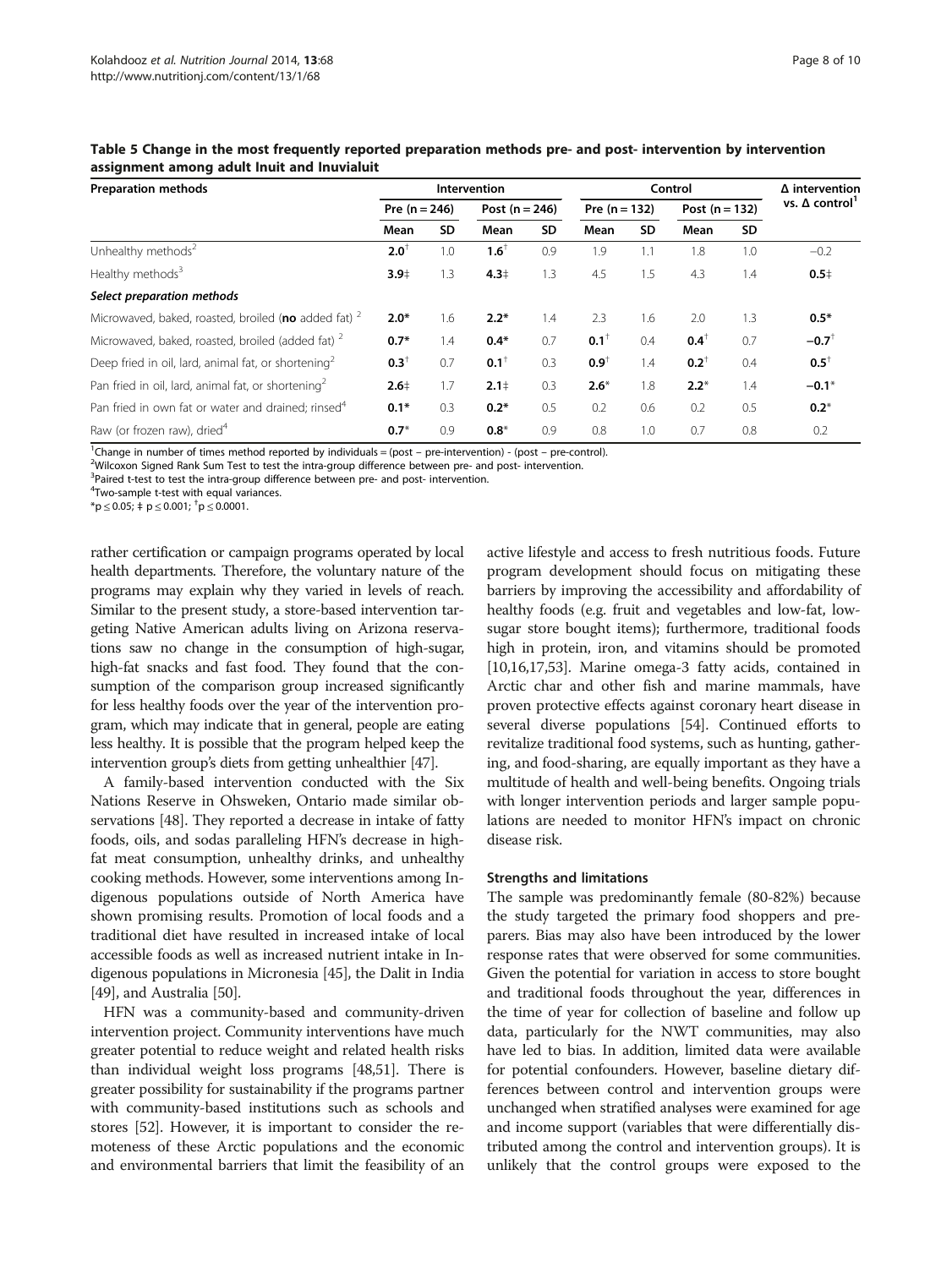**Table 5 Change in the most frequently reported preparation methods pre- and post- intervention by intervention assignment among adult Inuit and Inuvialuit**

| Preparation methods | Intervention | | | | Control | | | | Δ intervention vs. Δ control[1] |
|---|---|---|---|---|---|---|---|---|---|
| | Pre (n = 246) | | Post (n = 246) | | Pre (n = 132) | | Post (n = 132) | | |
| | Mean | SD | Mean | SD | Mean | SD | Mean | SD | |
| Unhealthy methods[2] | **2.0**† | 1.0 | **1.6**† | 0.9 | 1.9 | 1.1 | 1.8 | 1.0 | −0.2 |
| Healthy methods[3] | **3.9**‡ | 1.3 | **4.3**‡ | 1.3 | 4.5 | 1.5 | 4.3 | 1.4 | **0.5**‡ |
| ***Select preparation methods*** | | | | | | | | | |
| Microwaved, baked, roasted, broiled (**no** added fat) [2] | **2.0*** | 1.6 | **2.2*** | 1.4 | 2.3 | 1.6 | 2.0 | 1.3 | **0.5*** |
| Microwaved, baked, roasted, broiled (added fat) [2] | **0.7*** | 1.4 | **0.4*** | 0.7 | **0.1**† | 0.4 | **0.4**† | 0.7 | **−0.7**† |
| Deep fried in oil, lard, animal fat, or shortening[2] | **0.3**† | 0.7 | **0.1**† | 0.3 | **0.9**† | 1.4 | **0.2**† | 0.4 | **0.5**† |
| Pan fried in oil, lard, animal fat, or shortening[2] | **2.6**‡ | 1.7 | **2.1**‡ | 0.3 | **2.6*** | 1.8 | **2.2*** | 1.4 | **−0.1*** |
| Pan fried in own fat or water and drained; rinsed[4] | **0.1*** | 0.3 | **0.2*** | 0.5 | 0.2 | 0.6 | 0.2 | 0.5 | **0.2*** |
| Raw (or frozen raw), dried[4] | **0.7*** | 0.9 | **0.8*** | 0.9 | 0.8 | 1.0 | 0.7 | 0.8 | 0.2 |

[1]Change in number of times method reported by individuals = (post – pre-intervention) - (post – pre-control).
[2]Wilcoxon Signed Rank Sum Test to test the intra-group difference between pre- and post- intervention.
[3]Paired t-test to test the intra-group difference between pre- and post- intervention.
[4]Two-sample t-test with equal variances.
*$p \leq 0.05$; ‡ $p \leq 0.001$; †$p \leq 0.0001$.

rather certification or campaign programs operated by local health departments. Therefore, the voluntary nature of the programs may explain why they varied in levels of reach. Similar to the present study, a store-based intervention targeting Native American adults living on Arizona reservations saw no change in the consumption of high-sugar, high-fat snacks and fast food. They found that the consumption of the comparison group increased significantly for less healthy foods over the year of the intervention program, which may indicate that in general, people are eating less healthy. It is possible that the program helped keep the intervention group's diets from getting unhealthier [47].

A family-based intervention conducted with the Six Nations Reserve in Ohsweken, Ontario made similar observations [48]. They reported a decrease in intake of fatty foods, oils, and sodas paralleling HFN's decrease in high-fat meat consumption, unhealthy drinks, and unhealthy cooking methods. However, some interventions among Indigenous populations outside of North America have shown promising results. Promotion of local foods and a traditional diet have resulted in increased intake of local accessible foods as well as increased nutrient intake in Indigenous populations in Micronesia [45], the Dalit in India [49], and Australia [50].

HFN was a community-based and community-driven intervention project. Community interventions have much greater potential to reduce weight and related health risks than individual weight loss programs [48,51]. There is greater possibility for sustainability if the programs partner with community-based institutions such as schools and stores [52]. However, it is important to consider the remoteness of these Arctic populations and the economic and environmental barriers that limit the feasibility of an active lifestyle and access to fresh nutritious foods. Future program development should focus on mitigating these barriers by improving the accessibility and affordability of healthy foods (e.g. fruit and vegetables and low-fat, low-sugar store bought items); furthermore, traditional foods high in protein, iron, and vitamins should be promoted [10,16,17,53]. Marine omega-3 fatty acids, contained in Arctic char and other fish and marine mammals, have proven protective effects against coronary heart disease in several diverse populations [54]. Continued efforts to revitalize traditional food systems, such as hunting, gathering, and food-sharing, are equally important as they have a multitude of health and well-being benefits. Ongoing trials with longer intervention periods and larger sample populations are needed to monitor HFN's impact on chronic disease risk.

### Strengths and limitations

The sample was predominantly female (80-82%) because the study targeted the primary food shoppers and preparers. Bias may also have been introduced by the lower response rates that were observed for some communities. Given the potential for variation in access to store bought and traditional foods throughout the year, differences in the time of year for collection of baseline and follow up data, particularly for the NWT communities, may also have led to bias. In addition, limited data were available for potential confounders. However, baseline dietary differences between control and intervention groups were unchanged when stratified analyses were examined for age and income support (variables that were differentially distributed among the control and intervention groups). It is unlikely that the control groups were exposed to the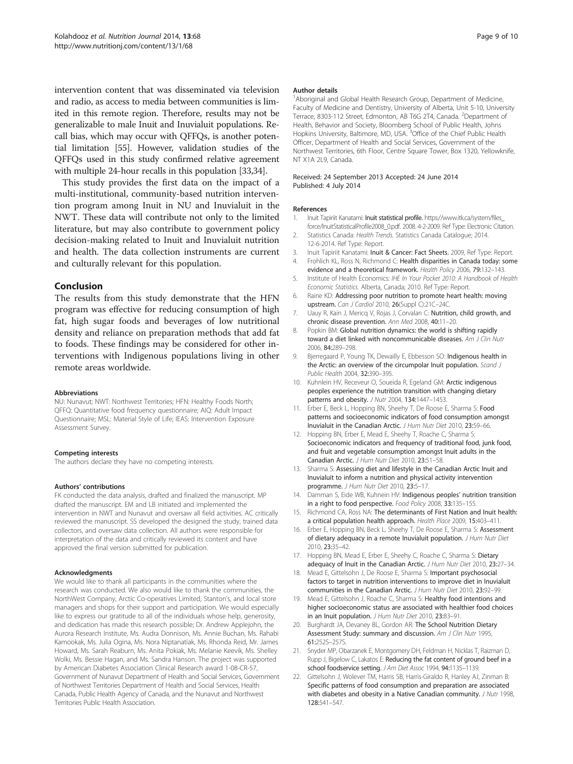intervention content that was disseminated via television and radio, as access to media between communities is limited in this remote region. Therefore, results may not be generalizable to male Inuit and Inuvialuit populations. Recall bias, which may occur with QFFQs, is another potential limitation [55]. However, validation studies of the QFFQs used in this study confirmed relative agreement with multiple 24-hour recalls in this population [33,34].

This study provides the first data on the impact of a multi-institutional, community-based nutrition intervention program among Inuit in NU and Inuvialuit in the NWT. These data will contribute not only to the limited literature, but may also contribute to government policy decision-making related to Inuit and Inuvialuit nutrition and health. The data collection instruments are current and culturally relevant for this population.

## Conclusion

The results from this study demonstrate that the HFN program was effective for reducing consumption of high fat, high sugar foods and beverages of low nutritional density and reliance on preparation methods that add fat to foods. These findings may be considered for other interventions with Indigenous populations living in other remote areas worldwide.

#### Abbreviations

NU: Nunavut; NWT: Northwest Territories; HFN: Healthy Foods North; QFFQ: Quantitative food frequency questionnaire; AIQ: Adult Impact Questionnaire; MSL: Material Style of Life; IEAS: Intervention Exposure Assessment Survey.

#### Competing interests

The authors declare they have no competing interests.

#### Authors' contributions

FK conducted the data analysis, drafted and finalized the manuscript. MP drafted the manuscript. EM and LB initiated and implemented the intervention in NWT and Nunavut and oversaw all field activities. AC critically reviewed the manuscript. SS developed the designed the study, trained data collectors, and oversaw data collection. All authors were responsible for interpretation of the data and critically reviewed its content and have approved the final version submitted for publication.

#### Acknowledgments

We would like to thank all participants in the communities where the research was conducted. We also would like to thank the communities, the NorthWest Company, Arctic Co-operatives Limited, Stanton's, and local store managers and shops for their support and participation. We would especially like to express our gratitude to all of the individuals whose help, generosity, and dedication has made this research possible; Dr. Andrew Applejohn, the Aurora Research Institute, Ms. Audra Donnison, Ms. Annie Buchan, Ms. Rahabi Kamookak, Ms. Julia Ogina, Ms. Nora Niptanatiak, Ms. Rhonda Reid, Mr. James Howard, Ms. Sarah Reaburn, Ms. Anita Pokiak, Ms. Melanie Keevik, Ms. Shelley Wolki, Ms. Bessie Hagan, and Ms. Sandra Hanson. The project was supported by American Diabetes Association Clinical Research award 1-08-CR-57, Government of Nunavut Department of Health and Social Services, Government of Northwest Territories Department of Health and Social Services, Health Canada, Public Health Agency of Canada, and the Nunavut and Northwest Territories Public Health Association.

#### Author details

[1]Aboriginal and Global Health Research Group, Department of Medicine, Faculty of Medicine and Dentistry, University of Alberta, Unit 5-10, University Terrace, 8303-112 Street, Edmonton, AB T6G 2T4, Canada. [2]Department of Health, Behavior and Society, Bloomberg School of Public Health, Johns Hopkins University, Baltimore, MD, USA. [3]Office of the Chief Public Health Officer, Department of Health and Social Services, Government of the Northwest Territories, 6th Floor, Centre Square Tower, Box 1320, Yellowknife, NT X1A 2L9, Canada.

Received: 24 September 2013 Accepted: 24 June 2014
Published: 4 July 2014

#### References

1. Inuit Tapiriit Kanatami: **Inuit statistical profile.** https://www.itk.ca/system/files_force/InuitStatisticalProfile2008_0.pdf. 2008. 4-2-2009. Ref Type: Electronic Citation.
2. Statistics Canada: *Health Trends.* Statistics Canada Catalogue; 2014. 12-6-2014. Ref Type: Report.
3. Inuit Tapiriit Kanatami: **Inuit & Cancer: Fact Sheets.** 2009, Ref Type: Report.
4. Frohlich KL, Ross N, Richmond C: **Health disparities in Canada today: some evidence and a theoretical framework.** *Health Policy* 2006, **79:**132–143.
5. Institute of Health Economics: *IHE In Your Pocket 2010: A Handbook of Health Economic Statistics.* Alberta, Canada; 2010. Ref Type: Report.
6. Raine KD: **Addressing poor nutrition to promote heart health: moving upstream.** *Can J Cardiol* 2010, **26**(Suppl C):21C–24C.
7. Uauy R, Kain J, Mericq V, Rojas J, Corvalan C: **Nutrition, child growth, and chronic disease prevention.** *Ann Med* 2008, **40:**11–20.
8. Popkin BM: **Global nutrition dynamics: the world is shifting rapidly toward a diet linked with noncommunicable diseases.** *Am J Clin Nutr* 2006, **84:**289–298.
9. Bjerregaard P, Young TK, Dewailly E, Ebbesson SO: **Indigenous health in the Arctic: an overview of the circumpolar Inuit population.** *Scand J Public Health* 2004, **32:**390–395.
10. Kuhnlein HV, Receveur O, Soueida R, Egeland GM: **Arctic indigenous peoples experience the nutrition transition with changing dietary patterns and obesity.** *J Nutr* 2004, **134:**1447–1453.
11. Erber E, Beck L, Hopping BN, Sheehy T, De Roose E, Sharma S: **Food patterns and socioeconomic indicators of food consumption amongst Inuvialuit in the Canadian Arctic.** *J Hum Nutr Diet* 2010, **23:**59–66.
12. Hopping BN, Erber E, Mead E, Sheehy T, Roache C, Sharma S: **Socioeconomic indicators and frequency of traditional food, junk food, and fruit and vegetable consumption amongst Inuit adults in the Canadian Arctic.** *J Hum Nutr Diet* 2010, **23:**51–58.
13. Sharma S: **Assessing diet and lifestyle in the Canadian Arctic Inuit and Inuvialuit to inform a nutrition and physical activity intervention programme.** *J Hum Nutr Diet* 2010, **23:**5–17.
14. Damman S, Eide WB, Kuhnlein HV: **Indigenous peoples' nutrition transition in a right to food perspective.** *Food Policy* 2008, **33:**135–155.
15. Richmond CA, Ross NA: **The determinants of First Nation and Inuit health: a critical population health approach.** *Health Place* 2009, **15:**403–411.
16. Erber E, Hopping BN, Beck L, Sheehy T, De Roose E, Sharma S: **Assessment of dietary adequacy in a remote Inuvialuit population.** *J Hum Nutr Diet* 2010, **23:**35–42.
17. Hopping BN, Mead E, Erber E, Sheehy C, Roache C, Sharma S: **Dietary adequacy of Inuit in the Canadian Arctic.** *J Hum Nutr Diet* 2010, **23:**27–34.
18. Mead E, Gittelsohn J, De Roose E, Sharma S: **Important psychosocial factors to target in nutrition interventions to improve diet in Inuvialuit communities in the Canadian Arctic.** *J Hum Nutr Diet* 2010, **23:**92–99.
19. Mead E, Gittelsohn J, Roache C, Sharma S: **Healthy food intentions and higher socioeconomic status are associated with healthier food choices in an Inuit population.** *J Hum Nutr Diet* 2010, **23:**83–91.
20. Burghardt JA, Devaney BL, Gordon AR: **The School Nutrition Dietary Assessment Study: summary and discussion.** *Am J Clin Nutr* 1995, **61:**252S–257S.
21. Snyder MP, Obarzanek E, Montgomery DH, Feldman H, Nicklas T, Raizman D, Rupp J, Bigelow C, Lakatos E: **Reducing the fat content of ground beef in a school foodservice setting.** *J Am Diet Assoc* 1994, **94:**1135–1139.
22. Gittelsohn J, Wolever TM, Harris SB, Harris-Giraldo R, Hanley AJ, Zinman B: **Specific patterns of food consumption and preparation are associated with diabetes and obesity in a Native Canadian community.** *J Nutr* 1998, **128:**541–547.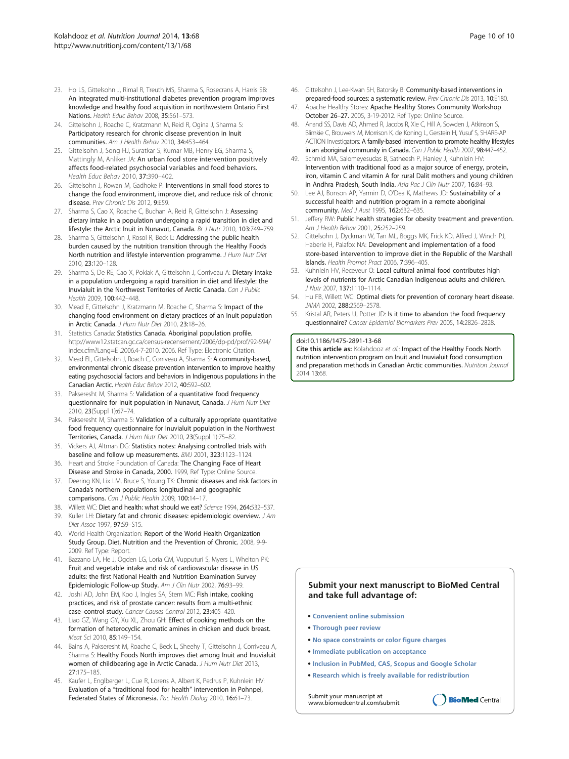23. Ho LS, Gittelsohn J, Rimal R, Treuth MS, Sharma S, Rosecrans A, Harris SB: An integrated multi-institutional diabetes prevention program improves knowledge and healthy food acquisition in northwestern Ontario First Nations. *Health Educ Behav* 2008, **35:**561–573.
24. Gittelsohn J, Roache C, Kratzmann M, Reid R, Ogina J, Sharma S: Participatory research for chronic disease prevention in Inuit communities. *Am J Health Behav* 2010, **34:**453–464.
25. Gittelsohn J, Song HJ, Suratkar S, Kumar MB, Henry EG, Sharma S, Mattingly M, Anliker JA: An urban food store intervention positively affects food-related psychosocial variables and food behaviors. *Health Educ Behav* 2010, **37:**390–402.
26. Gittelsohn J, Rowan M, Gadhoke P: Interventions in small food stores to change the food environment, improve diet, and reduce risk of chronic disease. *Prev Chronic Dis* 2012, **9:**E59.
27. Sharma S, Cao X, Roache C, Buchan A, Reid R, Gittelsohn J: Assessing dietary intake in a population undergoing a rapid transition in diet and lifestyle: the Arctic Inuit in Nunavut, Canada. *Br J Nutr* 2010, **103:**749–759.
28. Sharma S, Gittelsohn J, Rosol R, Beck L: Addressing the public health burden caused by the nutrition transition through the Healthy Foods North nutrition and lifestyle intervention programme. *J Hum Nutr Diet* 2010, **23:**120–128.
29. Sharma S, De RE, Cao X, Pokiak A, Gittelsohn J, Corriveau A: Dietary intake in a population undergoing a rapid transition in diet and lifestyle: the Inuvialuit in the Northwest Territories of Arctic Canada. *Can J Public Health* 2009, **100:**442–448.
30. Mead E, Gittelsohn J, Kratzmann M, Roache C, Sharma S: Impact of the changing food environment on dietary practices of an Inuit population in Arctic Canada. *J Hum Nutr Diet* 2010, **23:**18–26.
31. Statistics Canada: Statistics Canada. Aboriginal population profile. http://www12.statcan.gc.ca/census-recensement/2006/dp-pd/prof/92-594/index.cfm?Lang=E .2006.4-7-2010. 2006. Ref Type: Electronic Citation.
32. Mead EL, Gittelsohn J, Roach C, Corriveau A, Sharma S: A community-based, environmental chronic disease prevention intervention to improve healthy eating psychosocial factors and behaviors in Indigenous populations in the Canadian Arctic. *Health Educ Behav* 2012, **40:**592–602.
33. Pakseresht M, Sharma S: Validation of a quantitative food frequency questionnaire for Inuit population in Nunavut, Canada. *J Hum Nutr Diet* 2010, **23**(Suppl 1):67–74.
34. Pakseresht M, Sharma S: Validation of a culturally appropriate quantitative food frequency questionnaire for Inuvialuit population in the Northwest Territories, Canada. *J Hum Nutr Diet* 2010, **23**(Suppl 1):75–82.
35. Vickers AJ, Altman DG: Statistics notes: Analysing controlled trials with baseline and follow up measurements. *BMJ* 2001, **323:**1123–1124.
36. Heart and Stroke Foundation of Canada: The Changing Face of Heart Disease and Stroke in Canada, 2000. 1999, Ref Type: Online Source.
37. Deering KN, Lix LM, Bruce S, Young TK: Chronic diseases and risk factors in Canada's northern populations: longitudinal and geographic comparisons. *Can J Public Health* 2009, **100:**14–17.
38. Willett WC: Diet and health: what should we eat? *Science* 1994, **264:**532–537.
39. Kuller LH: Dietary fat and chronic diseases: epidemiologic overview. *J Am Diet Assoc* 1997, **97:**S9–S15.
40. World Health Organization: Report of the World Health Organization Study Group. Diet, Nutrition and the Prevention of Chronic. 2008, 9-9-2009. Ref Type: Report.
41. Bazzano LA, He J, Ogden LG, Loria CM, Vupputuri S, Myers L, Whelton PK: Fruit and vegetable intake and risk of cardiovascular disease in US adults: the first National Health and Nutrition Examination Survey Epidemiologic Follow-up Study. *Am J Clin Nutr* 2002, **76:**93–99.
42. Joshi AD, John EM, Koo J, Ingles SA, Stern MC: Fish intake, cooking practices, and risk of prostate cancer: results from a multi-ethnic case–control study. *Cancer Causes Control* 2012, **23:**405–420.
43. Liao GZ, Wang GY, Xu XL, Zhou GH: Effect of cooking methods on the formation of heterocyclic aromatic amines in chicken and duck breast. *Meat Sci* 2010, **85:**149–154.
44. Bains A, Pakseresht M, Roache C, Beck L, Sheehy T, Gittelsohn J, Corriveau A, Sharma S: Healthy Foods North improves diet among Inuit and Inuvialuit women of childbearing age in Arctic Canada. *J Hum Nutr Diet* 2013, **27:**175–185.
45. Kaufer L, Englberger L, Cue R, Lorens A, Albert K, Pedrus P, Kuhnlein HV: Evaluation of a "traditional food for health" intervention in Pohnpei, Federated States of Micronesia. *Pac Health Dialog* 2010, **16:**61–73.
46. Gittelsohn J, Lee-Kwan SH, Batorsky B: Community-based interventions in prepared-food sources: a systematic review. *Prev Chronic Dis* 2013, **10:**E180.
47. Apache Healthy Stores: Apache Healthy Stores Community Workshop October 26–27. 2005, 3-19-2012. Ref Type: Online Source.
48. Anand SS, Davis AD, Ahmed R, Jacobs R, Xie C, Hill A, Sowden J, Atkinson S, Blimkie C, Brouwers M, Morrison K, de Koning L, Gerstein H, Yusuf S, SHARE-AP ACTION Investigators: A family-based intervention to promote healthy lifestyles in an aboriginal community in Canada. *Can J Public Health* 2007, **98:**447–452.
49. Schmid MA, Salomeyesudas B, Satheesh P, Hanley J, Kuhnlein HV: Intervention with traditional food as a major source of energy, protein, iron, vitamin C and vitamin A for rural Dalit mothers and young children in Andhra Pradesh, South India. *Asia Pac J Clin Nutr* 2007, **16:**84–93.
50. Lee AJ, Bonson AP, Yarmirr D, O'Dea K, Mathews JD: Sustainability of a successful health and nutrition program in a remote aboriginal community. *Med J Aust* 1995, **162:**632–635.
51. Jeffery RW: Public health strategies for obesity treatment and prevention. *Am J Health Behav* 2001, **25:**252–259.
52. Gittelsohn J, Dyckman W, Tan ML, Boggs MK, Frick KD, Alfred J, Winch PJ, Haberle H, Palafox NA: Development and implementation of a food store-based intervention to improve diet in the Republic of the Marshall Islands. *Health Promot Pract* 2006, **7:**396–405.
53. Kuhnlein HV, Receveur O: Local cultural animal food contributes high levels of nutrients for Arctic Canadian Indigenous adults and children. *J Nutr* 2007, **137:**1110–1114.
54. Hu FB, Willett WC: Optimal diets for prevention of coronary heart disease. *JAMA* 2002, **288:**2569–2578.
55. Kristal AR, Peters U, Potter JD: Is it time to abandon the food frequency questionnaire? *Cancer Epidemiol Biomarkers Prev* 2005, **14:**2826–2828.

doi:10.1186/1475-2891-13-68

**Cite this article as:** Kolahdooz *et al.*: Impact of the Healthy Foods North nutrition intervention program on Inuit and Inuvialuit food consumption and preparation methods in Canadian Arctic communities. *Nutrition Journal* 2014 **13**:68.

**Submit your next manuscript to BioMed Central and take full advantage of:**

- **Convenient online submission**
- **Thorough peer review**
- **No space constraints or color figure charges**
- **Immediate publication on acceptance**
- **Inclusion in PubMed, CAS, Scopus and Google Scholar**
- **Research which is freely available for redistribution**

Submit your manuscript at www.biomedcentral.com/submit

BioMed Central